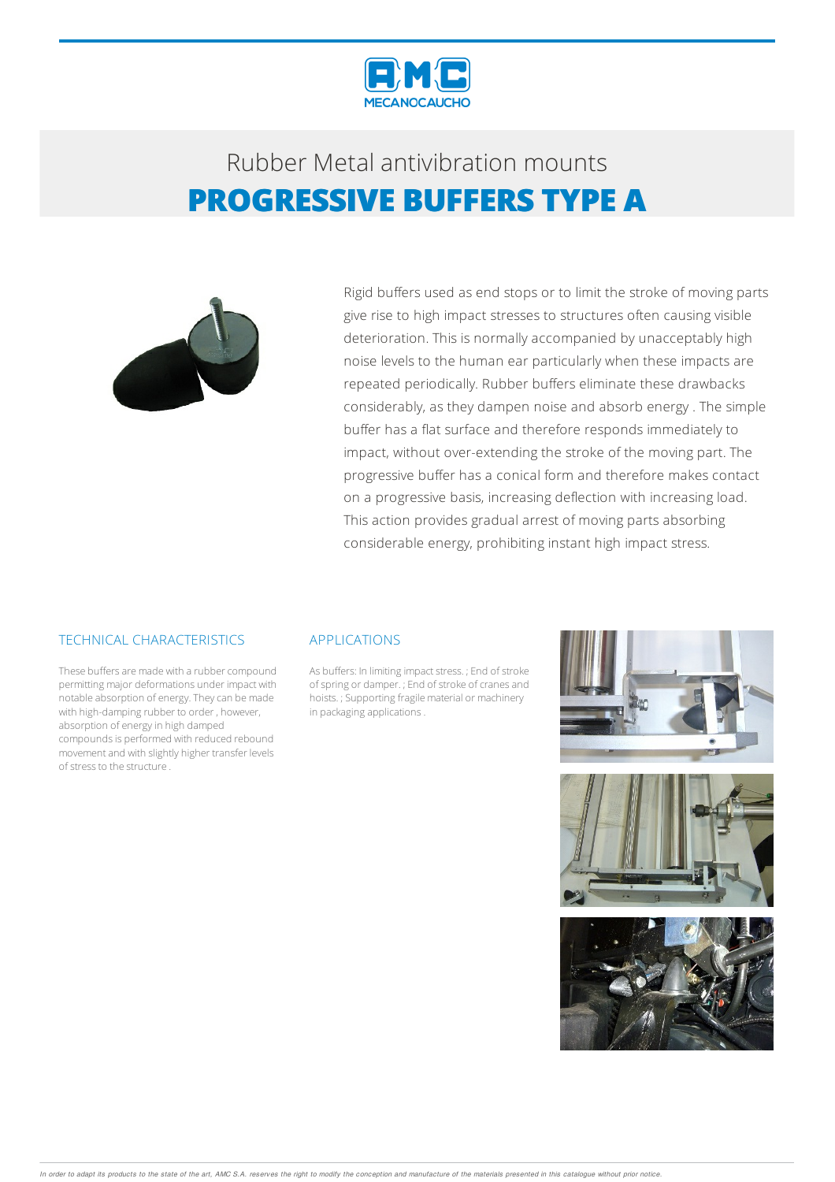Rubber Metal antivibration mounts

# PROGRESSIVE BUFFERS TYPE A

Rigid buffers used as end stops or to limit the stroke of moving parts give rise to high impact stresses to structures often causing visible deterioration. This is normally accompanied by unacceptably high noise levels to the human ear particularly when these impacts are repeated periodically. Rubber buffers eliminate these drawbacks considerably, as they dampen noise and absorb energy . The simple buffer has a flat surface and therefore responds immediately to impact, without over-extending the stroke of the moving part. The progressive buffer has a conical form and therefore makes contact on a progressive basis, increasing deflection with increasing load. This action provides gradual arrest of moving parts absorbing considerable energy, prohibiting instant high impact stress.

## TECHNICAL CHARACTERISTICS

These buffers are made with a rubber compound permitting major deformations under impact with notable absorption of energy. They can be made with high-damping rubber to order , however, absorption of energy in high damped compounds is performed with reduced rebound movement and with slightly higher transfer levels of stress to the structure .

## APPLICATIONS

As buffers: In limiting impact stress. ; End of stroke of spring or damper. ; End of stroke of cranes and hoists. ; Supporting fragile material or machinery in packaging applications .

*In order to adapt its products to the state of the art, AMC S.A. reserves the right to modify the conception and manufacture of the materials presented in this catalogue without prior notice.*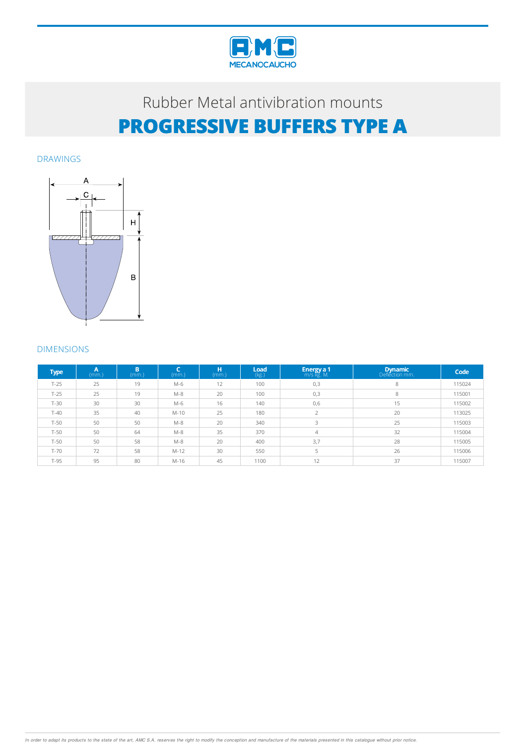# Rubber Metal antivibration mounts

# PROGRESSIVE BUFFERS TYPE A

## DRAWINGS

## DIMENSIONS

| Type | A (mm.) | B (mm.) | C (mm.) | H (mm.) | Load (kg.) | Energy a 1 m/s kg. M. | Dynamic Deflection mm. | Code |
|---|---|---|---|---|---|---|---|---|
| T-25 | 25 | 19 | M-6 | 12 | 100 | 0,3 | 8 | 115024 |
| T-25 | 25 | 19 | M-8 | 20 | 100 | 0,3 | 8 | 115001 |
| T-30 | 30 | 30 | M-6 | 16 | 140 | 0,6 | 15 | 115002 |
| T-40 | 35 | 40 | M-10 | 25 | 180 | 2 | 20 | 113025 |
| T-50 | 50 | 50 | M-8 | 20 | 340 | 3 | 25 | 115003 |
| T-50 | 50 | 64 | M-8 | 35 | 370 | 4 | 32 | 115004 |
| T-50 | 50 | 58 | M-8 | 20 | 400 | 3,7 | 28 | 115005 |
| T-70 | 72 | 58 | M-12 | 30 | 550 | 5 | 26 | 115006 |
| T-95 | 95 | 80 | M-16 | 45 | 1100 | 12 | 37 | 115007 |

*In order to adapt its products to the state of the art, AMC S.A. reserves the right to modify the conception and manufacture of the materials presented in this catalogue without prior notice.*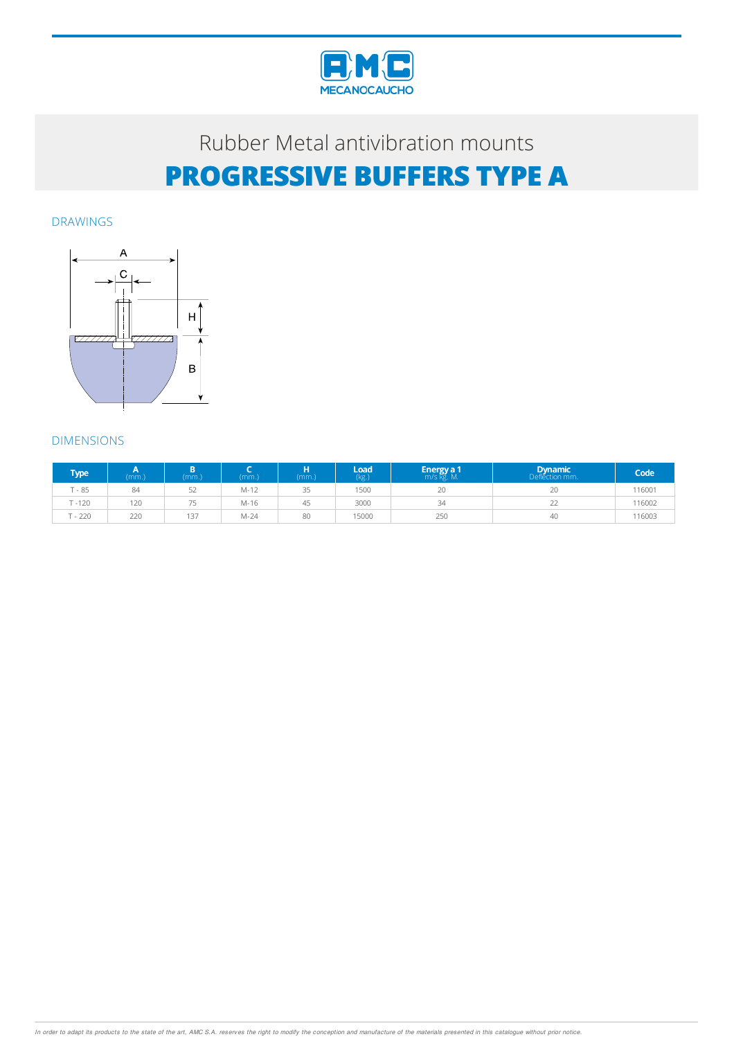Rubber Metal antivibration mounts

# PROGRESSIVE BUFFERS TYPE A

## DRAWINGS

## DIMENSIONS

| Type | A (mm.) | B (mm.) | C (mm.) | H (mm.) | Load (kg.) | Energy a 1 m/s kg. M. | Dynamic Deflection mm. | Code |
|---|---|---|---|---|---|---|---|---|
| T - 85 | 84 | 52 | M-12 | 35 | 1500 | 20 | 20 | 116001 |
| T -120 | 120 | 75 | M-16 | 45 | 3000 | 34 | 22 | 116002 |
| T - 220 | 220 | 137 | M-24 | 80 | 15000 | 250 | 40 | 116003 |

*In order to adapt its products to the state of the art, AMC S.A. reserves the right to modify the conception and manufacture of the materials presented in this catalogue without prior notice.*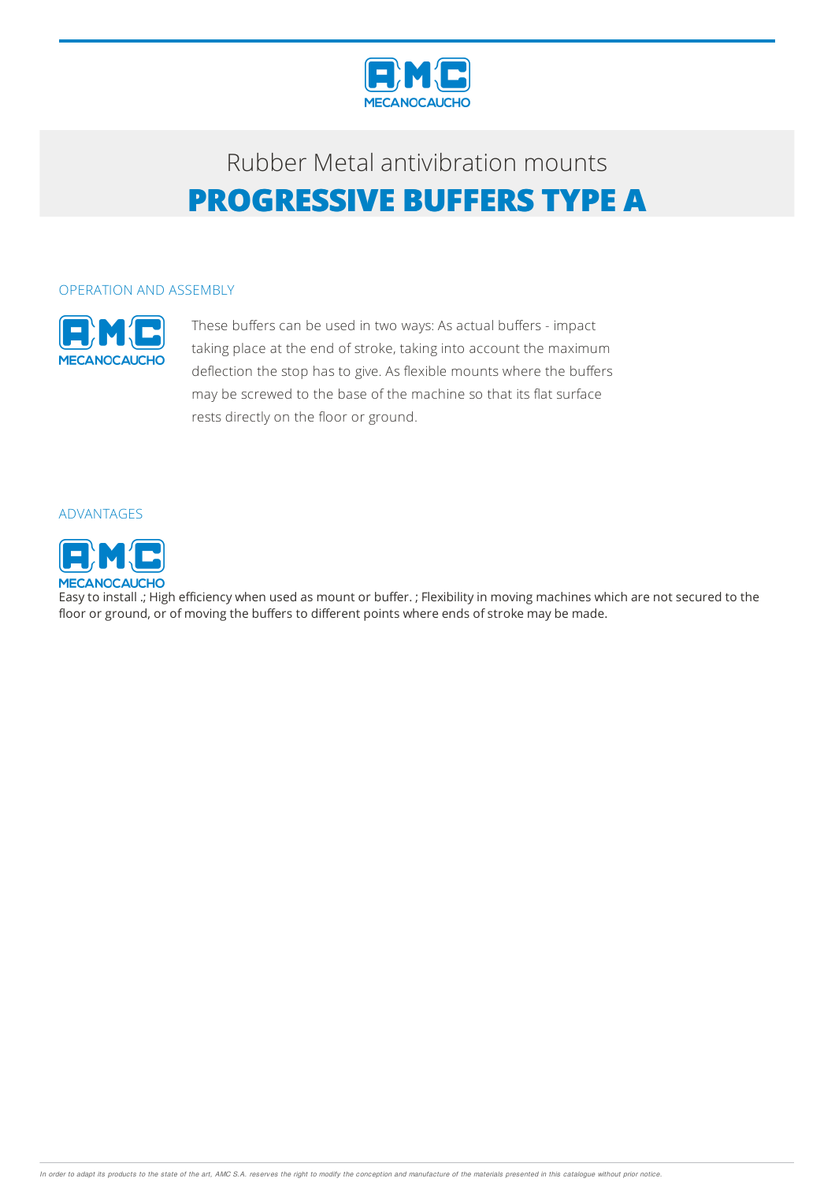Rubber Metal antivibration mounts

# PROGRESSIVE BUFFERS TYPE A

## OPERATION AND ASSEMBLY

These buffers can be used in two ways: As actual buffers - impact taking place at the end of stroke, taking into account the maximum deflection the stop has to give. As flexible mounts where the buffers may be screwed to the base of the machine so that its flat surface rests directly on the floor or ground.

## ADVANTAGES

Easy to install .; High efficiency when used as mount or buffer. ; Flexibility in moving machines which are not secured to the floor or ground, or of moving the buffers to different points where ends of stroke may be made.

*In order to adapt its products to the state of the art, AMC S.A. reserves the right to modify the conception and manufacture of the materials presented in this catalogue without prior notice.*